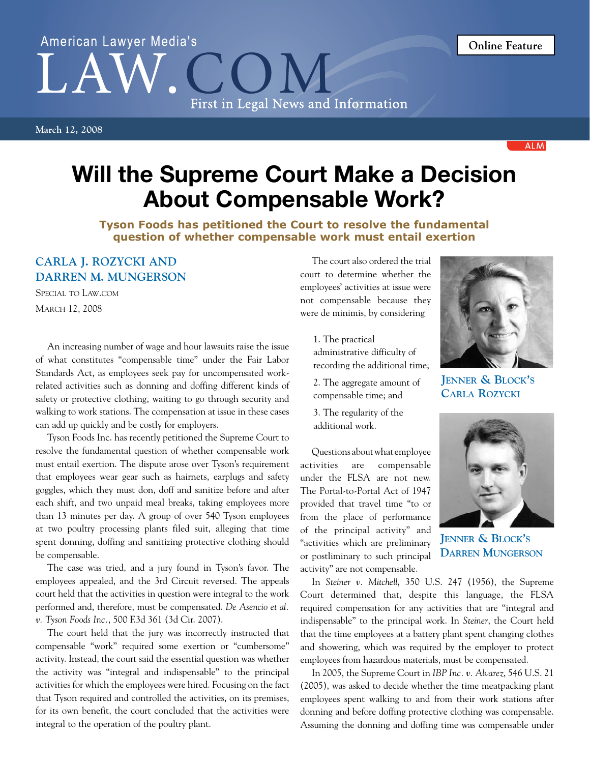# Will the Supreme Court Make a Decision About Compensable Work?

**Tyson Foods has petitioned the Court to resolve the fundamental question of whether compensable work must entail exertion**

**CARLA J. ROZYCKI AND DARREN M. MUNGERSON**

Special to Law.com

March 12, 2008

An increasing number of wage and hour lawsuits raise the issue of what constitutes "compensable time" under the Fair Labor Standards Act, as employees seek pay for uncompensated work-related activities such as donning and doffing different kinds of safety or protective clothing, waiting to go through security and walking to work stations. The compensation at issue in these cases can add up quickly and be costly for employers.

Tyson Foods Inc. has recently petitioned the Supreme Court to resolve the fundamental question of whether compensable work must entail exertion. The dispute arose over Tyson's requirement that employees wear gear such as hairnets, earplugs and safety goggles, which they must don, doff and sanitize before and after each shift, and two unpaid meal breaks, taking employees more than 13 minutes per day. A group of over 540 Tyson employees at two poultry processing plants filed suit, alleging that time spent donning, doffing and sanitizing protective clothing should be compensable.

The case was tried, and a jury found in Tyson's favor. The employees appealed, and the 3rd Circuit reversed. The appeals court held that the activities in question were integral to the work performed and, therefore, must be compensated. *De Asencio et al. v. Tyson Foods Inc.*, 500 F.3d 361 (3d Cir. 2007).

The court held that the jury was incorrectly instructed that compensable "work" required some exertion or "cumbersome" activity. Instead, the court said the essential question was whether the activity was "integral and indispensable" to the principal activities for which the employees were hired. Focusing on the fact that Tyson required and controlled the activities, on its premises, for its own benefit, the court concluded that the activities were integral to the operation of the poultry plant.

The court also ordered the trial court to determine whether the employees' activities at issue were not compensable because they were de minimis, by considering

1. The practical administrative difficulty of recording the additional time;
2. The aggregate amount of compensable time; and
3. The regularity of the additional work.

Jenner & Block's Carla Rozycki

Jenner & Block's Darren Mungerson

Questions about what employee activities are compensable under the FLSA are not new. The Portal-to-Portal Act of 1947 provided that travel time "to or from the place of performance of the principal activity" and "activities which are preliminary or postliminary to such principal activity" are not compensable.

In *Steiner v. Mitchell*, 350 U.S. 247 (1956), the Supreme Court determined that, despite this language, the FLSA required compensation for any activities that are "integral and indispensable" to the principal work. In *Steiner*, the Court held that the time employees at a battery plant spent changing clothes and showering, which was required by the employer to protect employees from hazardous materials, must be compensated.

In 2005, the Supreme Court in *IBP Inc. v. Alvarez*, 546 U.S. 21 (2005), was asked to decide whether the time meatpacking plant employees spent walking to and from their work stations after donning and before doffing protective clothing was compensable. Assuming the donning and doffing time was compensable under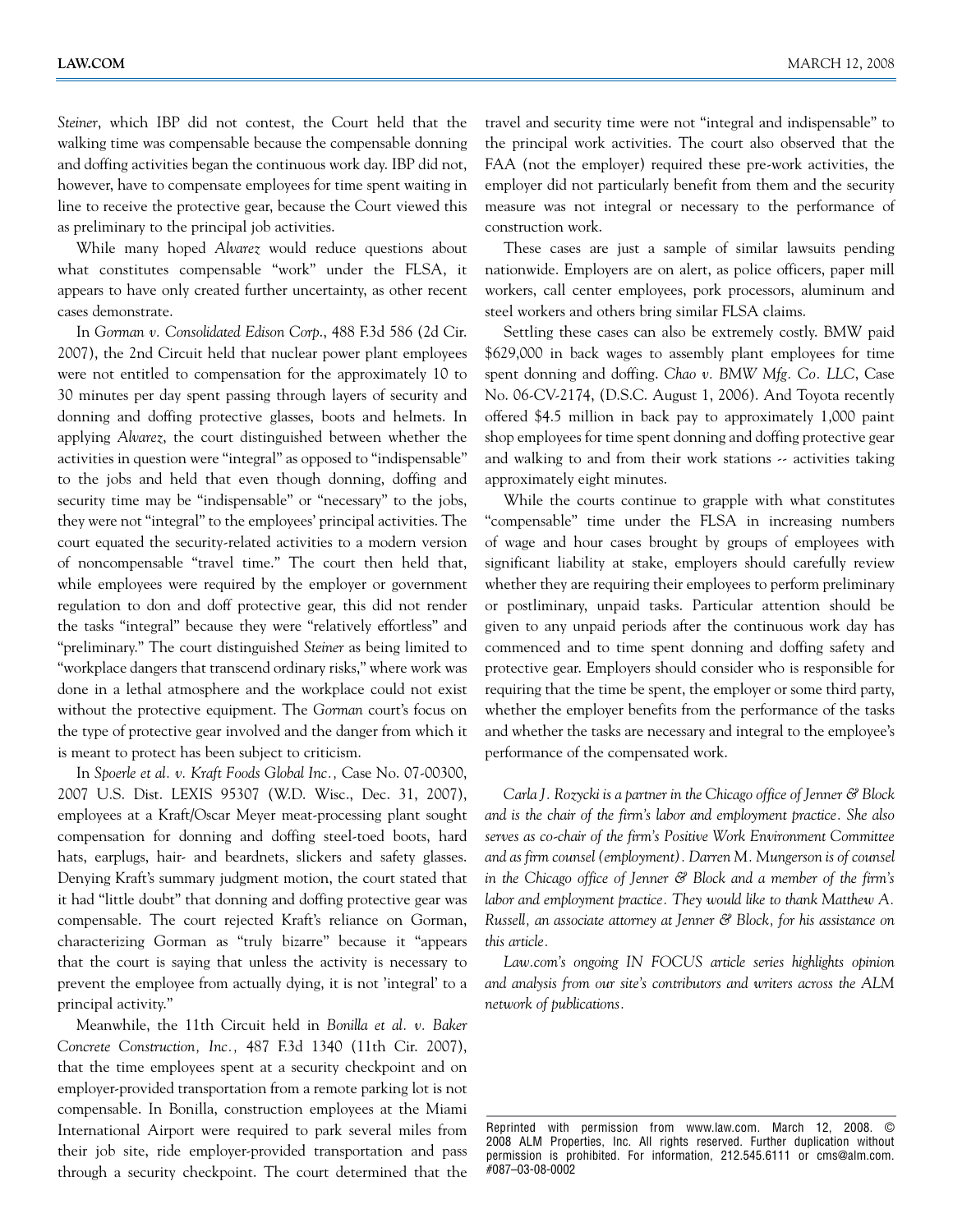*Steiner*, which IBP did not contest, the Court held that the walking time was compensable because the compensable donning and doffing activities began the continuous work day. IBP did not, however, have to compensate employees for time spent waiting in line to receive the protective gear, because the Court viewed this as preliminary to the principal job activities.

While many hoped *Alvarez* would reduce questions about what constitutes compensable "work" under the FLSA, it appears to have only created further uncertainty, as other recent cases demonstrate.

In *Gorman v. Consolidated Edison Corp*., 488 F.3d 586 (2d Cir. 2007), the 2nd Circuit held that nuclear power plant employees were not entitled to compensation for the approximately 10 to 30 minutes per day spent passing through layers of security and donning and doffing protective glasses, boots and helmets. In applying *Alvarez*, the court distinguished between whether the activities in question were "integral" as opposed to "indispensable" to the jobs and held that even though donning, doffing and security time may be "indispensable" or "necessary" to the jobs, they were not "integral" to the employees' principal activities. The court equated the security-related activities to a modern version of noncompensable "travel time." The court then held that, while employees were required by the employer or government regulation to don and doff protective gear, this did not render the tasks "integral" because they were "relatively effortless" and "preliminary." The court distinguished *Steiner* as being limited to "workplace dangers that transcend ordinary risks," where work was done in a lethal atmosphere and the workplace could not exist without the protective equipment. The *Gorman* court's focus on the type of protective gear involved and the danger from which it is meant to protect has been subject to criticism.

In *Spoerle et al. v. Kraft Foods Global Inc.,* Case No. 07-00300, 2007 U.S. Dist. LEXIS 95307 (W.D. Wisc., Dec. 31, 2007), employees at a Kraft/Oscar Meyer meat-processing plant sought compensation for donning and doffing steel-toed boots, hard hats, earplugs, hair- and beardnets, slickers and safety glasses. Denying Kraft's summary judgment motion, the court stated that it had "little doubt" that donning and doffing protective gear was compensable. The court rejected Kraft's reliance on Gorman, characterizing Gorman as "truly bizarre" because it "appears that the court is saying that unless the activity is necessary to prevent the employee from actually dying, it is not 'integral' to a principal activity."

Meanwhile, the 11th Circuit held in *Bonilla et al. v. Baker Concrete Construction, Inc.,* 487 F.3d 1340 (11th Cir. 2007), that the time employees spent at a security checkpoint and on employer-provided transportation from a remote parking lot is not compensable. In Bonilla, construction employees at the Miami International Airport were required to park several miles from their job site, ride employer-provided transportation and pass through a security checkpoint. The court determined that the travel and security time were not "integral and indispensable" to the principal work activities. The court also observed that the FAA (not the employer) required these pre-work activities, the employer did not particularly benefit from them and the security measure was not integral or necessary to the performance of construction work.

These cases are just a sample of similar lawsuits pending nationwide. Employers are on alert, as police officers, paper mill workers, call center employees, pork processors, aluminum and steel workers and others bring similar FLSA claims.

Settling these cases can also be extremely costly. BMW paid $629,000 in back wages to assembly plant employees for time spent donning and doffing. *Chao v. BMW Mfg. Co. LLC*, Case No. 06-CV-2174, (D.S.C. August 1, 2006). And Toyota recently offered $4.5 million in back pay to approximately 1,000 paint shop employees for time spent donning and doffing protective gear and walking to and from their work stations -- activities taking approximately eight minutes.

While the courts continue to grapple with what constitutes "compensable" time under the FLSA in increasing numbers of wage and hour cases brought by groups of employees with significant liability at stake, employers should carefully review whether they are requiring their employees to perform preliminary or postliminary, unpaid tasks. Particular attention should be given to any unpaid periods after the continuous work day has commenced and to time spent donning and doffing safety and protective gear. Employers should consider who is responsible for requiring that the time be spent, the employer or some third party, whether the employer benefits from the performance of the tasks and whether the tasks are necessary and integral to the employee's performance of the compensated work.

*Carla J. Rozycki is a partner in the Chicago office of Jenner & Block and is the chair of the firm's labor and employment practice. She also serves as co-chair of the firm's Positive Work Environment Committee and as firm counsel (employment). Darren M. Mungerson is of counsel in the Chicago office of Jenner & Block and a member of the firm's labor and employment practice. They would like to thank Matthew A. Russell, an associate attorney at Jenner & Block, for his assistance on this article.*

*Law.com's ongoing IN FOCUS article series highlights opinion and analysis from our site's contributors and writers across the ALM network of publications.*

Reprinted with permission from www.law.com. March 12, 2008. © 2008 ALM Properties, Inc. All rights reserved. Further duplication without permission is prohibited. For information, 212.545.6111 or cms@alm.com. #087–03-08-0002